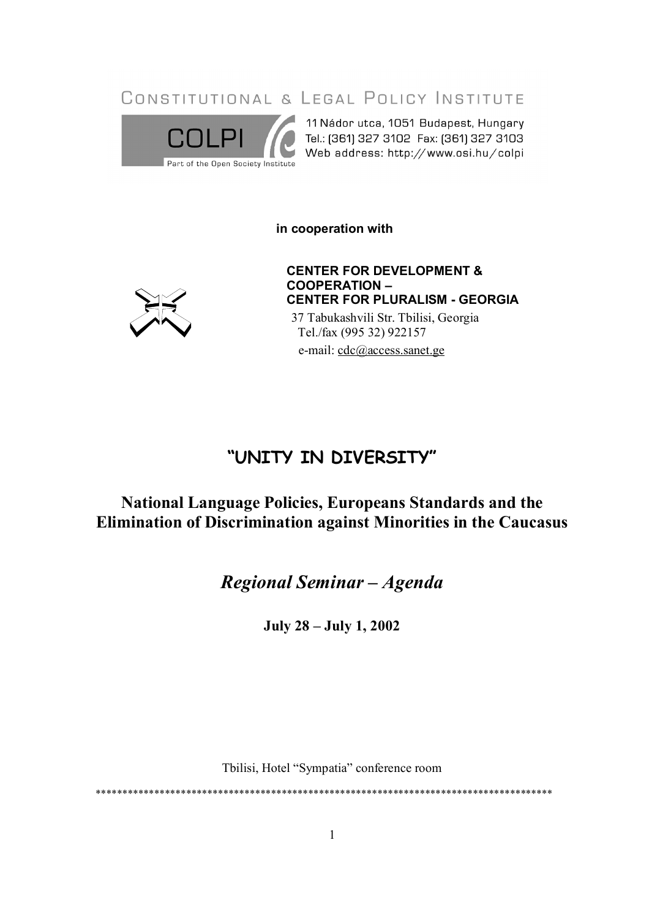CONSTITUTIONAL & LEGAL POLICY INSTITUTE

COLPI
Part of the Open Society Institute

11 Nádor utca, 1051 Budapest, Hungary
Tel.: (361) 327 3102 Fax: (361) 327 3103
Web address: http://www.osi.hu/colpi

**in cooperation with**

**CENTER FOR DEVELOPMENT & COOPERATION –**
**CENTER FOR PLURALISM - GEORGIA**

37 Tabukashvili Str. Tbilisi, Georgia
Tel./fax (995 32) 922157
e-mail: cdc@access.sanet.ge

# "UNITY IN DIVERSITY"

## National Language Policies, Europeans Standards and the Elimination of Discrimination against Minorities in the Caucasus

## *Regional Seminar – Agenda*

**July 28 – July 1, 2002**

Tbilisi, Hotel "Sympatia" conference room

************************************************************************************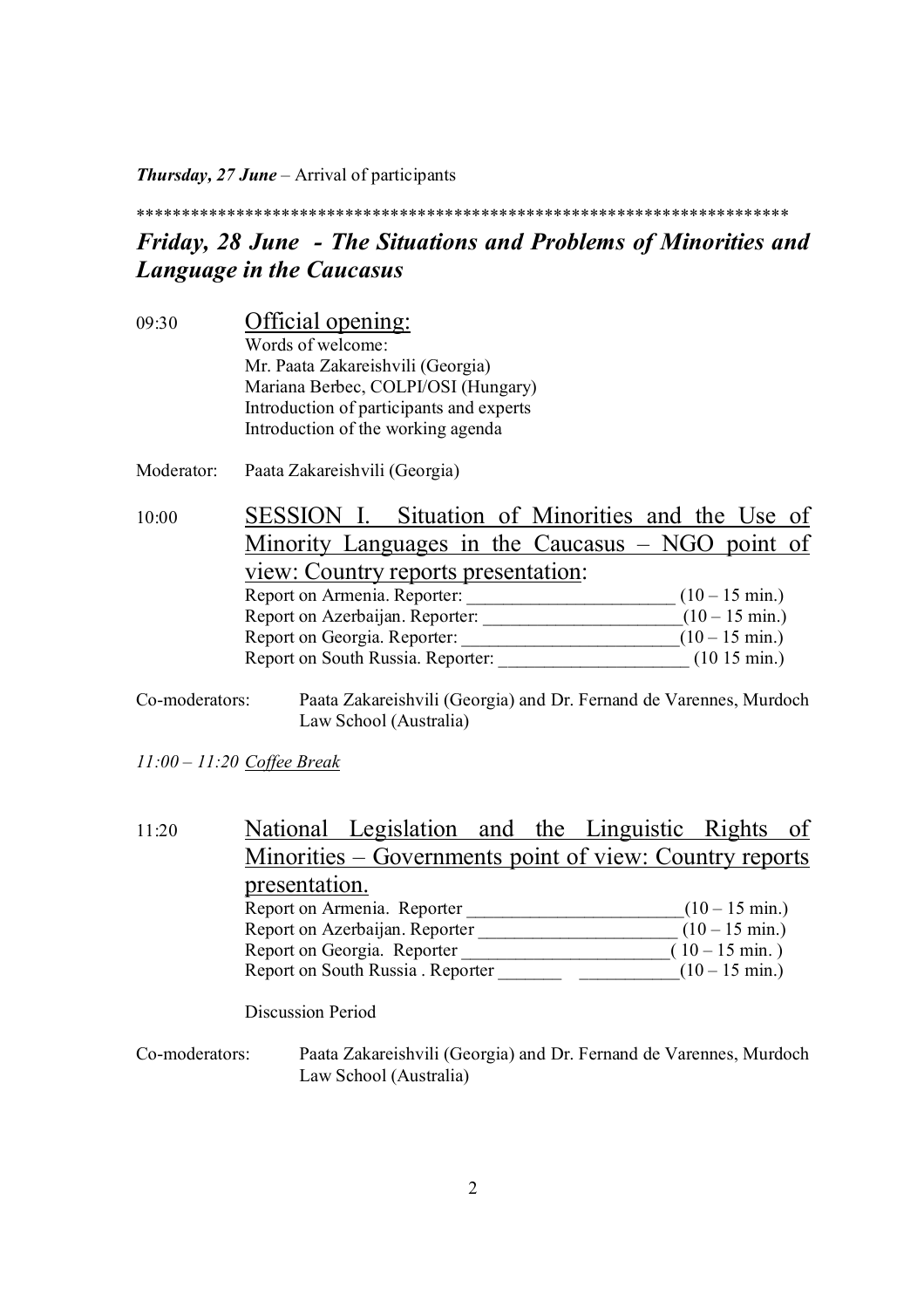***Thursday, 27 June*** – Arrival of participants

***********************************************************************

## *Friday, 28 June - The Situations and Problems of Minorities and Language in the Caucasus*

09:30 Official opening:

Words of welcome:
Mr. Paata Zakareishvili (Georgia)
Mariana Berbec, COLPI/OSI (Hungary)
Introduction of participants and experts
Introduction of the working agenda

Moderator: Paata Zakareishvili (Georgia)

10:00 SESSION I. Situation of Minorities and the Use of Minority Languages in the Caucasus – NGO point of view: Country reports presentation:

Report on Armenia. Reporter: ______________________ (10 – 15 min.)
Report on Azerbaijan. Reporter: _____________________(10 – 15 min.)
Report on Georgia. Reporter: _______________________(10 – 15 min.)
Report on South Russia. Reporter: ____________________ (10 15 min.)

Co-moderators: Paata Zakareishvili (Georgia) and Dr. Fernand de Varennes, Murdoch Law School (Australia)

*11:00 – 11:20 Coffee Break*

11:20 National Legislation and the Linguistic Rights of Minorities – Governments point of view: Country reports presentation.

Report on Armenia. Reporter _______________________(10 – 15 min.)
Report on Azerbaijan. Reporter _____________________ (10 – 15 min.)
Report on Georgia. Reporter ______________________( 10 – 15 min. )
Report on South Russia . Reporter _______ __________(10 – 15 min.)

Discussion Period

Co-moderators: Paata Zakareishvili (Georgia) and Dr. Fernand de Varennes, Murdoch Law School (Australia)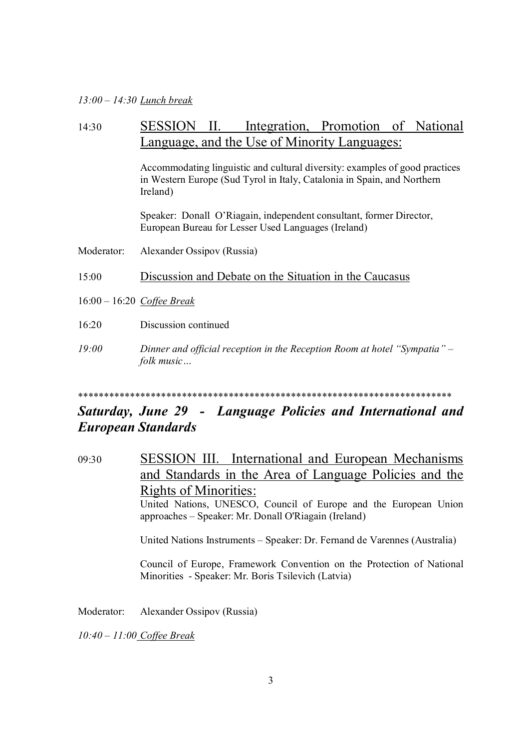*13:00 – 14:30 Lunch break*

14:30 **SESSION II. Integration, Promotion of National Language, and the Use of Minority Languages:**

Accommodating linguistic and cultural diversity: examples of good practices in Western Europe (Sud Tyrol in Italy, Catalonia in Spain, and Northern Ireland)

Speaker: Donall O'Riagain, independent consultant, former Director, European Bureau for Lesser Used Languages (Ireland)

Moderator: Alexander Ossipov (Russia)

15:00 Discussion and Debate on the Situation in the Caucasus

16:00 – 16:20 *Coffee Break*

16:20 Discussion continued

*19:00 Dinner and official reception in the Reception Room at hotel "Sympatia" – folk music…*

************************************************************************

## *Saturday, June 29 - Language Policies and International and European Standards*

09:30 **SESSION III. International and European Mechanisms and Standards in the Area of Language Policies and the Rights of Minorities:**

United Nations, UNESCO, Council of Europe and the European Union approaches – Speaker: Mr. Donall O'Riagain (Ireland)

United Nations Instruments – Speaker: Dr. Fernand de Varennes (Australia)

Council of Europe, Framework Convention on the Protection of National Minorities - Speaker: Mr. Boris Tsilevich (Latvia)

Moderator: Alexander Ossipov (Russia)

*10:40 – 11:00 Coffee Break*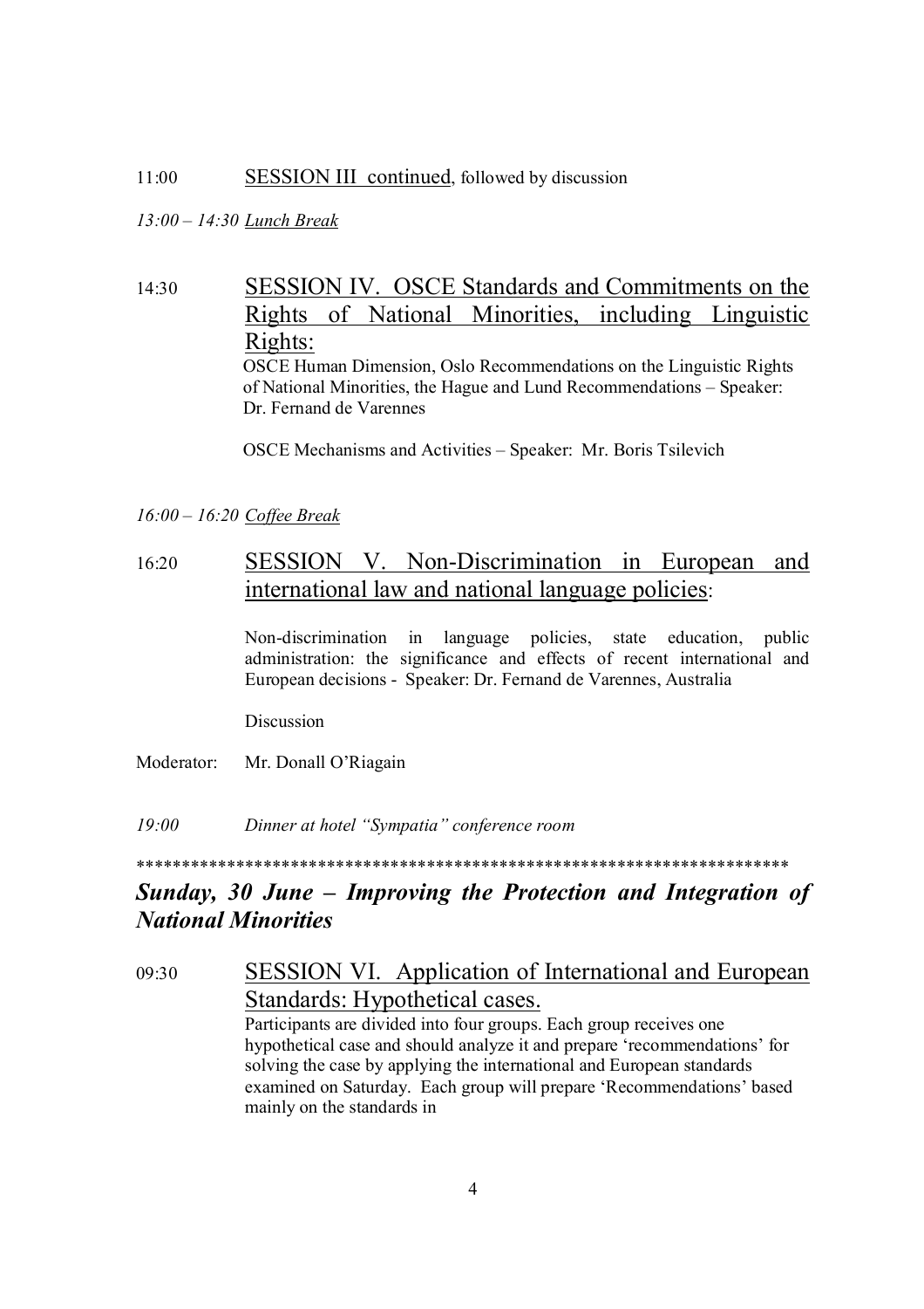11:00 SESSION III continued, followed by discussion

*13:00 – 14:30 Lunch Break*

14:30 SESSION IV. OSCE Standards and Commitments on the Rights of National Minorities, including Linguistic Rights:

OSCE Human Dimension, Oslo Recommendations on the Linguistic Rights of National Minorities, the Hague and Lund Recommendations – Speaker: Dr. Fernand de Varennes

OSCE Mechanisms and Activities – Speaker: Mr. Boris Tsilevich

*16:00 – 16:20 Coffee Break*

16:20 SESSION V. Non-Discrimination in European and international law and national language policies:

Non-discrimination in language policies, state education, public administration: the significance and effects of recent international and European decisions - Speaker: Dr. Fernand de Varennes, Australia

Discussion

Moderator: Mr. Donall O'Riagain

*19:00 Dinner at hotel "Sympatia" conference room*

************************************************************************

## *Sunday, 30 June – Improving the Protection and Integration of National Minorities*

09:30 SESSION VI. Application of International and European Standards: Hypothetical cases.

Participants are divided into four groups. Each group receives one hypothetical case and should analyze it and prepare 'recommendations' for solving the case by applying the international and European standards examined on Saturday. Each group will prepare 'Recommendations' based mainly on the standards in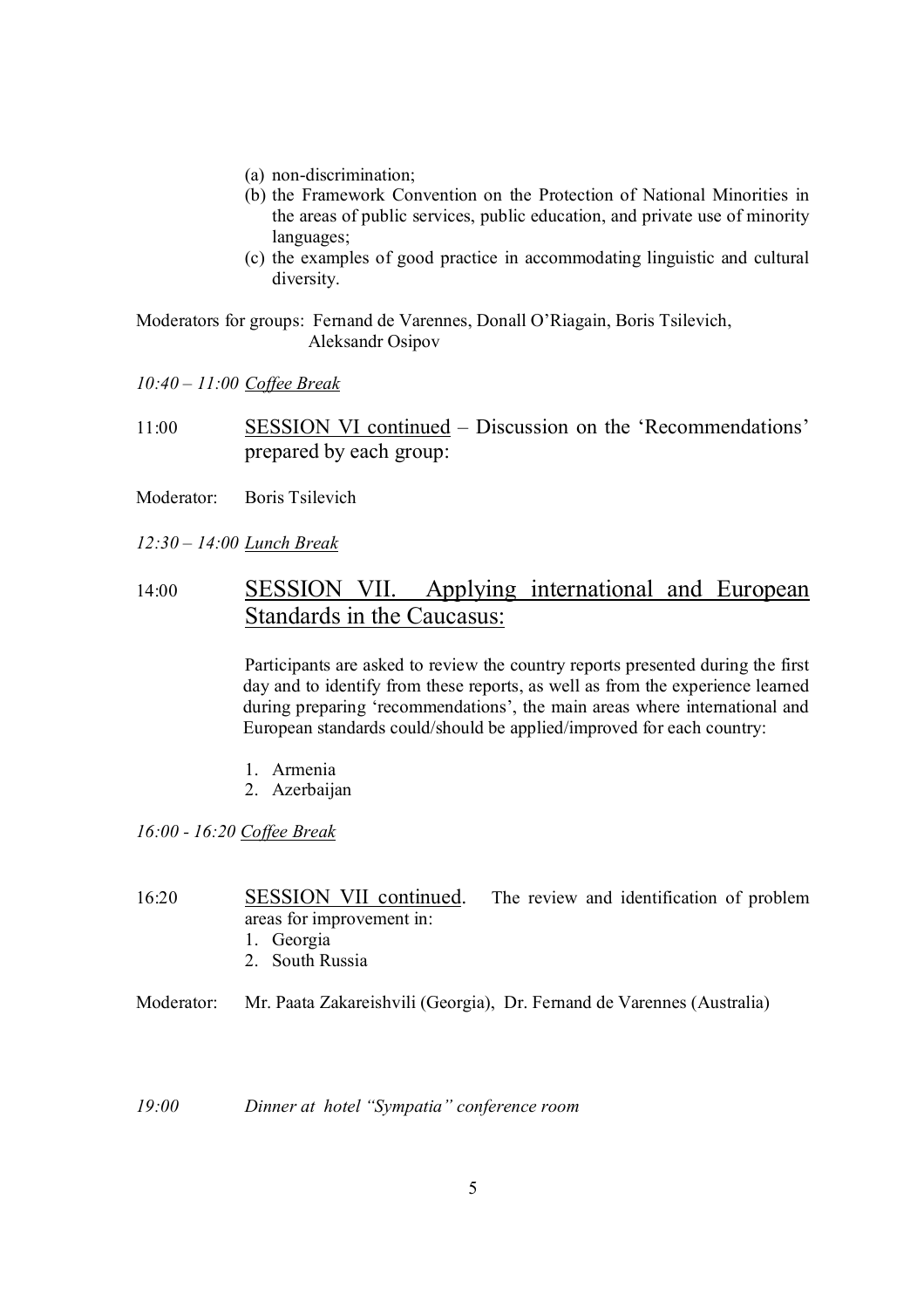(a) non-discrimination;
(b) the Framework Convention on the Protection of National Minorities in the areas of public services, public education, and private use of minority languages;
(c) the examples of good practice in accommodating linguistic and cultural diversity.

Moderators for groups: Fernand de Varennes, Donall O'Riagain, Boris Tsilevich, Aleksandr Osipov

*10:40 – 11:00 Coffee Break*

11:00 SESSION VI continued – Discussion on the 'Recommendations' prepared by each group:

Moderator: Boris Tsilevich

*12:30 – 14:00 Lunch Break*

## 14:00 SESSION VII. Applying international and European Standards in the Caucasus:

Participants are asked to review the country reports presented during the first day and to identify from these reports, as well as from the experience learned during preparing 'recommendations', the main areas where international and European standards could/should be applied/improved for each country:

1. Armenia
2. Azerbaijan

*16:00 - 16:20 Coffee Break*

16:20 SESSION VII continued. The review and identification of problem areas for improvement in:

1. Georgia
2. South Russia

Moderator: Mr. Paata Zakareishvili (Georgia), Dr. Fernand de Varennes (Australia)

*19:00 Dinner at hotel "Sympatia" conference room*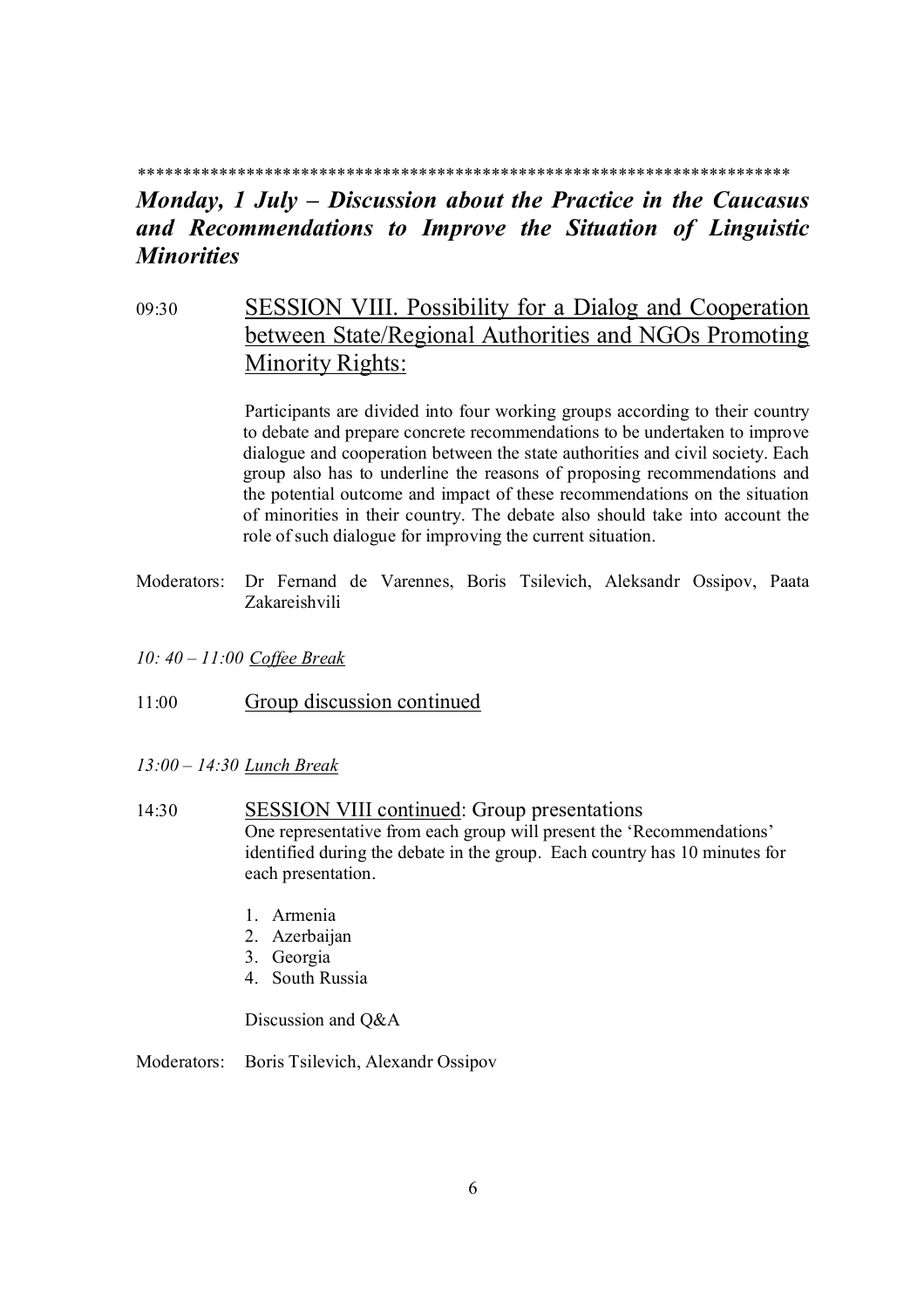\*\*\*\*\*\*\*\*\*\*\*\*\*\*\*\*\*\*\*\*\*\*\*\*\*\*\*\*\*\*\*\*\*\*\*\*\*\*\*\*\*\*\*\*\*\*\*\*\*\*\*\*\*\*\*\*\*\*\*\*\*\*\*\*\*\*\*\*\*\*\*\*\*\*

## *Monday, 1 July – Discussion about the Practice in the Caucasus and Recommendations to Improve the Situation of Linguistic Minorities*

09:30 <u>SESSION VIII. Possibility for a Dialog and Cooperation between State/Regional Authorities and NGOs Promoting Minority Rights:</u>

Participants are divided into four working groups according to their country to debate and prepare concrete recommendations to be undertaken to improve dialogue and cooperation between the state authorities and civil society. Each group also has to underline the reasons of proposing recommendations and the potential outcome and impact of these recommendations on the situation of minorities in their country. The debate also should take into account the role of such dialogue for improving the current situation.

Moderators: Dr Fernand de Varennes, Boris Tsilevich, Aleksandr Ossipov, Paata Zakareishvili

*10: 40 – 11:00 <u>Coffee Break</u>*

11:00 <u>Group discussion continued</u>

*13:00 – 14:30 <u>Lunch Break</u>*

14:30 <u>SESSION VIII continued</u>: Group presentations

One representative from each group will present the 'Recommendations' identified during the debate in the group. Each country has 10 minutes for each presentation.

1. Armenia
2. Azerbaijan
3. Georgia
4. South Russia

Discussion and Q&A

Moderators: Boris Tsilevich, Alexandr Ossipov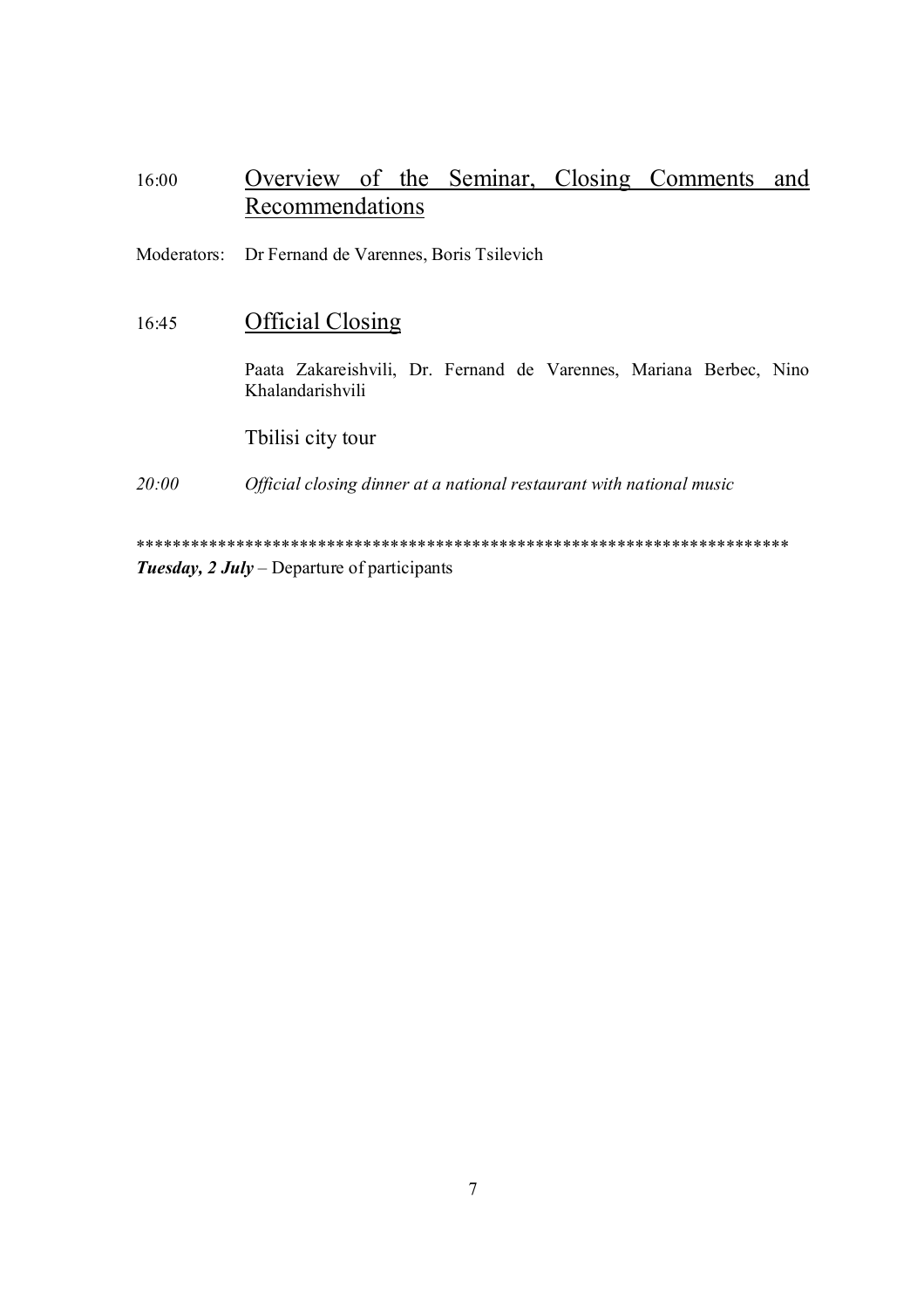16:00 Overview of the Seminar, Closing Comments and Recommendations

Moderators: Dr Fernand de Varennes, Boris Tsilevich

16:45 Official Closing

Paata Zakareishvili, Dr. Fernand de Varennes, Mariana Berbec, Nino Khalandarishvili

Tbilisi city tour

*20:00* *Official closing dinner at a national restaurant with national music*

************************************************************************

***Tuesday, 2 July*** – Departure of participants